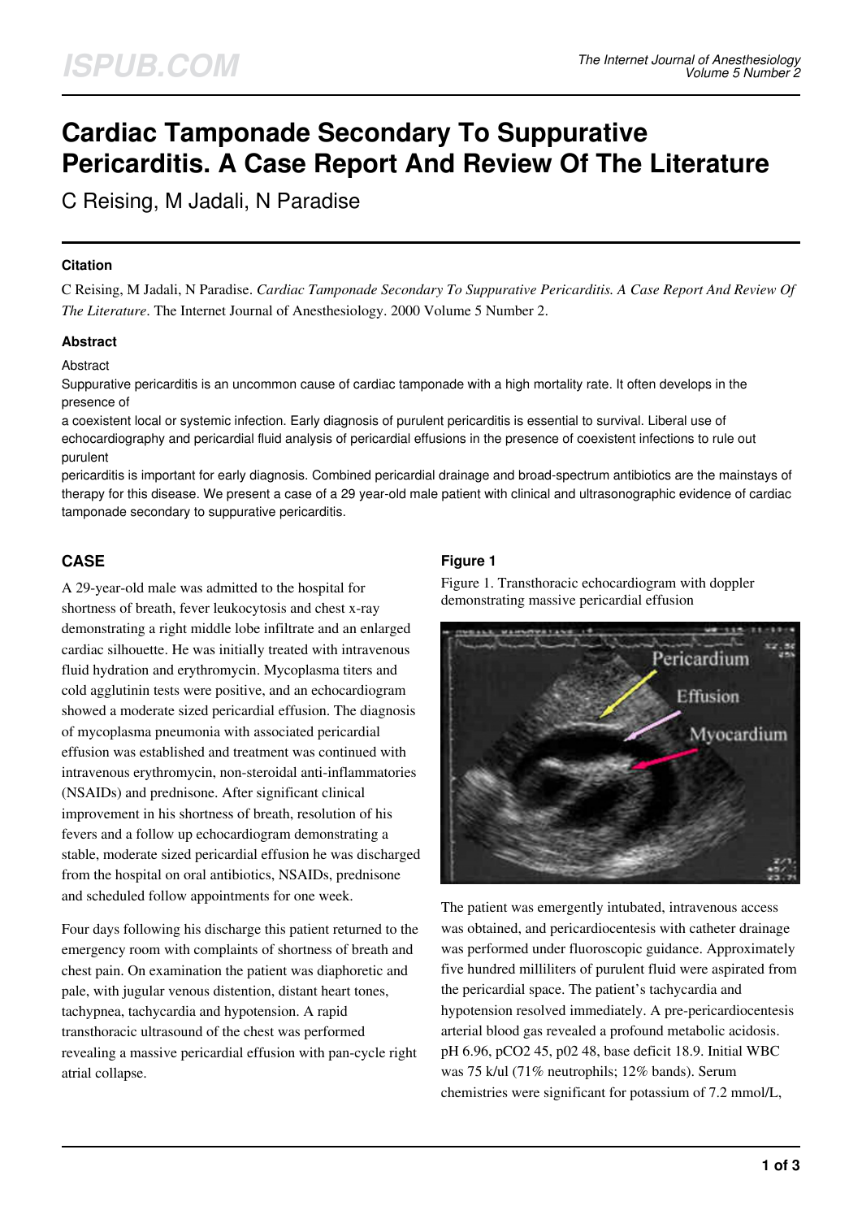# Cardiac Tamponade Secondary To Suppurative Pericarditis. A Case Report And Review Of The Literature

C Reising, M Jadali, N Paradise

## Citation

C Reising, M Jadali, N Paradise. *Cardiac Tamponade Secondary To Suppurative Pericarditis. A Case Report And Review Of The Literature*. The Internet Journal of Anesthesiology. 2000 Volume 5 Number 2.

## Abstract

Abstract

Suppurative pericarditis is an uncommon cause of cardiac tamponade with a high mortality rate. It often develops in the presence of a coexistent local or systemic infection. Early diagnosis of purulent pericarditis is essential to survival. Liberal use of echocardiography and pericardial fluid analysis of pericardial effusions in the presence of coexistent infections to rule out purulent pericarditis is important for early diagnosis. Combined pericardial drainage and broad-spectrum antibiotics are the mainstays of therapy for this disease. We present a case of a 29 year-old male patient with clinical and ultrasonographic evidence of cardiac tamponade secondary to suppurative pericarditis.

## CASE

A 29-year-old male was admitted to the hospital for shortness of breath, fever leukocytosis and chest x-ray demonstrating a right middle lobe infiltrate and an enlarged cardiac silhouette. He was initially treated with intravenous fluid hydration and erythromycin. Mycoplasma titers and cold agglutinin tests were positive, and an echocardiogram showed a moderate sized pericardial effusion. The diagnosis of mycoplasma pneumonia with associated pericardial effusion was established and treatment was continued with intravenous erythromycin, non-steroidal anti-inflammatories (NSAIDs) and prednisone. After significant clinical improvement in his shortness of breath, resolution of his fevers and a follow up echocardiogram demonstrating a stable, moderate sized pericardial effusion he was discharged from the hospital on oral antibiotics, NSAIDs, prednisone and scheduled follow appointments for one week.

Four days following his discharge this patient returned to the emergency room with complaints of shortness of breath and chest pain. On examination the patient was diaphoretic and pale, with jugular venous distention, distant heart tones, tachypnea, tachycardia and hypotension. A rapid transthoracic ultrasound of the chest was performed revealing a massive pericardial effusion with pan-cycle right atrial collapse.

### Figure 1

Figure 1. Transthoracic echocardiogram with doppler demonstrating massive pericardial effusion

The patient was emergently intubated, intravenous access was obtained, and pericardiocentesis with catheter drainage was performed under fluoroscopic guidance. Approximately five hundred milliliters of purulent fluid were aspirated from the pericardial space. The patient's tachycardia and hypotension resolved immediately. A pre-pericardiocentesis arterial blood gas revealed a profound metabolic acidosis. pH 6.96, pCO2 45, p02 48, base deficit 18.9. Initial WBC was 75 k/ul (71% neutrophils; 12% bands). Serum chemistries were significant for potassium of 7.2 mmol/L,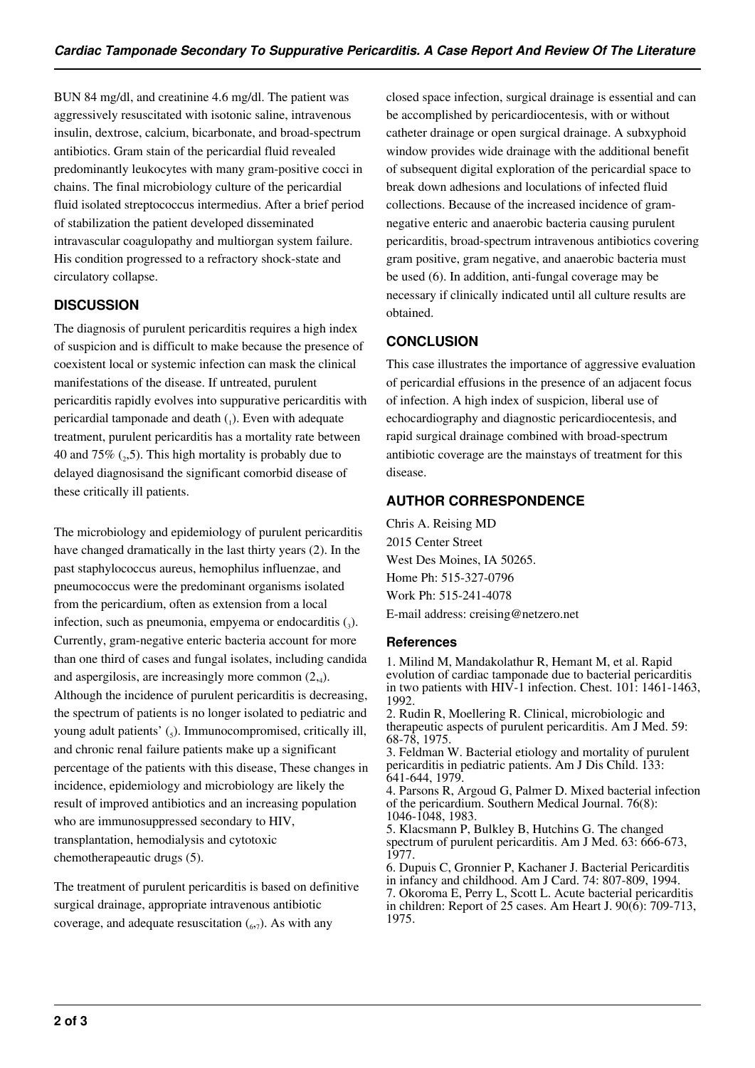BUN 84 mg/dl, and creatinine 4.6 mg/dl. The patient was aggressively resuscitated with isotonic saline, intravenous insulin, dextrose, calcium, bicarbonate, and broad-spectrum antibiotics. Gram stain of the pericardial fluid revealed predominantly leukocytes with many gram-positive cocci in chains. The final microbiology culture of the pericardial fluid isolated streptococcus intermedius. After a brief period of stabilization the patient developed disseminated intravascular coagulopathy and multiorgan system failure. His condition progressed to a refractory shock-state and circulatory collapse.

## DISCUSSION

The diagnosis of purulent pericarditis requires a high index of suspicion and is difficult to make because the presence of coexistent local or systemic infection can mask the clinical manifestations of the disease. If untreated, purulent pericarditis rapidly evolves into suppurative pericarditis with pericardial tamponade and death ([1]). Even with adequate treatment, purulent pericarditis has a mortality rate between 40 and 75% ([2],5). This high mortality is probably due to delayed diagnosisand the significant comorbid disease of these critically ill patients.

The microbiology and epidemiology of purulent pericarditis have changed dramatically in the last thirty years (2). In the past staphylococcus aureus, hemophilus influenzae, and pneumococcus were the predominant organisms isolated from the pericardium, often as extension from a local infection, such as pneumonia, empyema or endocarditis ([3]). Currently, gram-negative enteric bacteria account for more than one third of cases and fungal isolates, including candida and aspergilosis, are increasingly more common (2,[4]). Although the incidence of purulent pericarditis is decreasing, the spectrum of patients is no longer isolated to pediatric and young adult patients' ([5]). Immunocompromised, critically ill, and chronic renal failure patients make up a significant percentage of the patients with this disease, These changes in incidence, epidemiology and microbiology are likely the result of improved antibiotics and an increasing population who are immunosuppressed secondary to HIV, transplantation, hemodialysis and cytotoxic chemotherapeautic drugs (5).

The treatment of purulent pericarditis is based on definitive surgical drainage, appropriate intravenous antibiotic coverage, and adequate resuscitation ([6,7]). As with any closed space infection, surgical drainage is essential and can be accomplished by pericardiocentesis, with or without catheter drainage or open surgical drainage. A subxyphoid window provides wide drainage with the additional benefit of subsequent digital exploration of the pericardial space to break down adhesions and loculations of infected fluid collections. Because of the increased incidence of gram-negative enteric and anaerobic bacteria causing purulent pericarditis, broad-spectrum intravenous antibiotics covering gram positive, gram negative, and anaerobic bacteria must be used (6). In addition, anti-fungal coverage may be necessary if clinically indicated until all culture results are obtained.

## CONCLUSION

This case illustrates the importance of aggressive evaluation of pericardial effusions in the presence of an adjacent focus of infection. A high index of suspicion, liberal use of echocardiography and diagnostic pericardiocentesis, and rapid surgical drainage combined with broad-spectrum antibiotic coverage are the mainstays of treatment for this disease.

## AUTHOR CORRESPONDENCE

Chris A. Reising MD
2015 Center Street
West Des Moines, IA 50265.
Home Ph: 515-327-0796
Work Ph: 515-241-4078
E-mail address: creising@netzero.net

### References

1. Milind M, Mandakolathur R, Hemant M, et al. Rapid evolution of cardiac tamponade due to bacterial pericarditis in two patients with HIV-1 infection. Chest. 101: 1461-1463, 1992.
2. Rudin R, Moellering R. Clinical, microbiologic and therapeutic aspects of purulent pericarditis. Am J Med. 59: 68-78, 1975.
3. Feldman W. Bacterial etiology and mortality of purulent pericarditis in pediatric patients. Am J Dis Child. 133: 641-644, 1979.
4. Parsons R, Argoud G, Palmer D. Mixed bacterial infection of the pericardium. Southern Medical Journal. 76(8): 1046-1048, 1983.
5. Klacsmann P, Bulkley B, Hutchins G. The changed spectrum of purulent pericarditis. Am J Med. 63: 666-673, 1977.
6. Dupuis C, Gronnier P, Kachaner J. Bacterial Pericarditis in infancy and childhood. Am J Card. 74: 807-809, 1994.
7. Okoroma E, Perry L, Scott L. Acute bacterial pericarditis in children: Report of 25 cases. Am Heart J. 90(6): 709-713, 1975.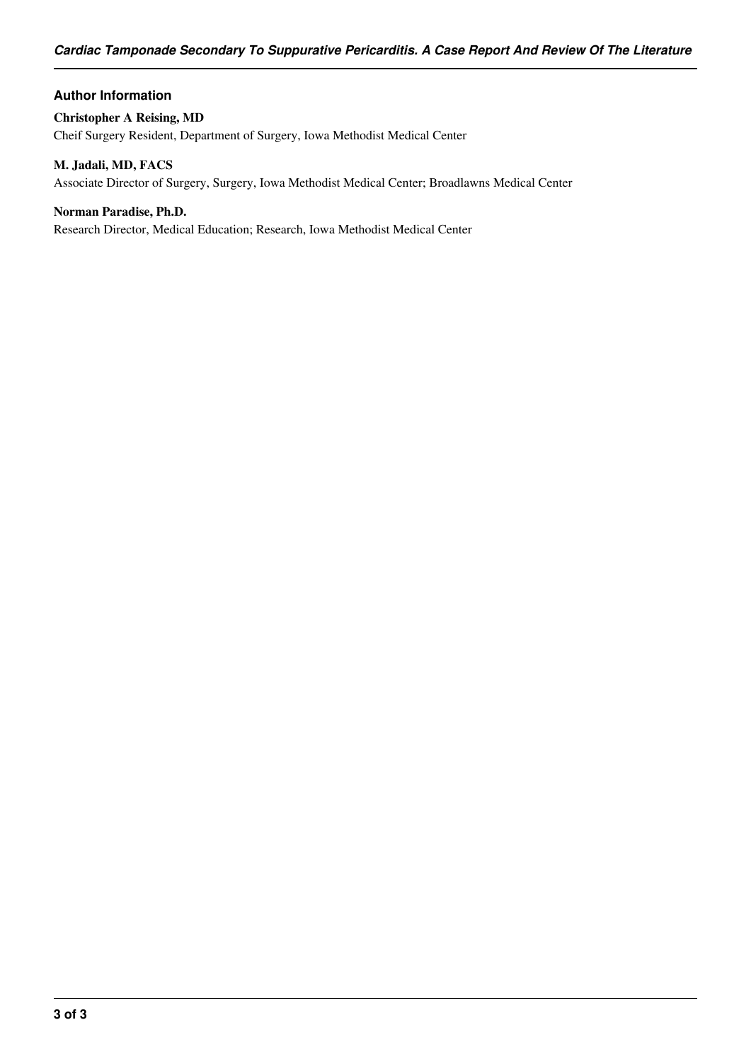## Author Information

**Christopher A Reising, MD**
Cheif Surgery Resident, Department of Surgery, Iowa Methodist Medical Center

**M. Jadali, MD, FACS**
Associate Director of Surgery, Surgery, Iowa Methodist Medical Center; Broadlawns Medical Center

**Norman Paradise, Ph.D.**
Research Director, Medical Education; Research, Iowa Methodist Medical Center